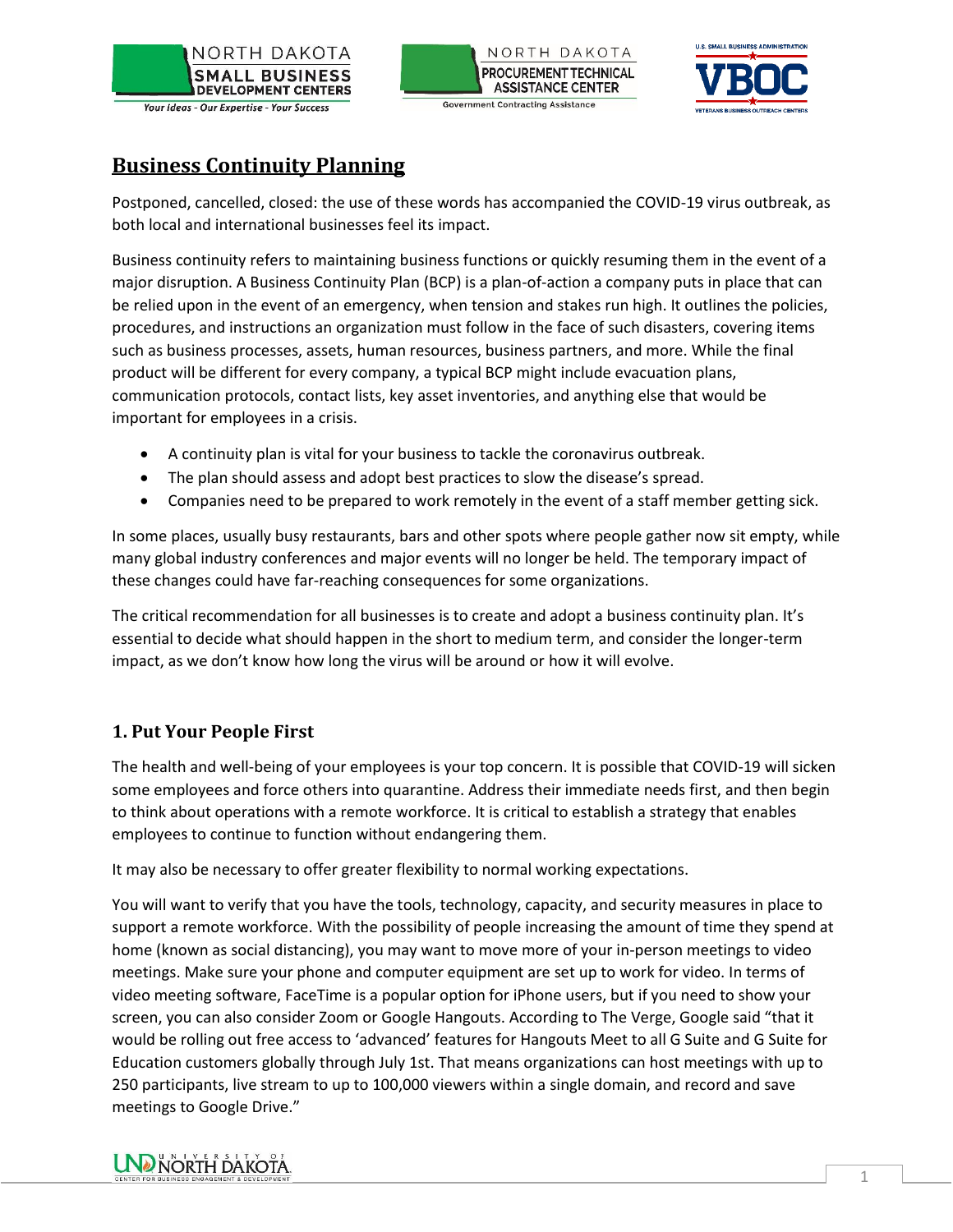# Business Continuity Planning

Postponed, cancelled, closed: the use of these words has accompanied the COVID-19 virus outbreak, as both local and international businesses feel its impact.

Business continuity refers to maintaining business functions or quickly resuming them in the event of a major disruption. A Business Continuity Plan (BCP) is a plan-of-action a company puts in place that can be relied upon in the event of an emergency, when tension and stakes run high. It outlines the policies, procedures, and instructions an organization must follow in the face of such disasters, covering items such as business processes, assets, human resources, business partners, and more. While the final product will be different for every company, a typical BCP might include evacuation plans, communication protocols, contact lists, key asset inventories, and anything else that would be important for employees in a crisis.

- A continuity plan is vital for your business to tackle the coronavirus outbreak.
- The plan should assess and adopt best practices to slow the disease's spread.
- Companies need to be prepared to work remotely in the event of a staff member getting sick.

In some places, usually busy restaurants, bars and other spots where people gather now sit empty, while many global industry conferences and major events will no longer be held. The temporary impact of these changes could have far-reaching consequences for some organizations.

The critical recommendation for all businesses is to create and adopt a business continuity plan. It's essential to decide what should happen in the short to medium term, and consider the longer-term impact, as we don't know how long the virus will be around or how it will evolve.

## 1. Put Your People First

The health and well-being of your employees is your top concern. It is possible that COVID-19 will sicken some employees and force others into quarantine. Address their immediate needs first, and then begin to think about operations with a remote workforce. It is critical to establish a strategy that enables employees to continue to function without endangering them.

It may also be necessary to offer greater flexibility to normal working expectations.

You will want to verify that you have the tools, technology, capacity, and security measures in place to support a remote workforce. With the possibility of people increasing the amount of time they spend at home (known as social distancing), you may want to move more of your in-person meetings to video meetings. Make sure your phone and computer equipment are set up to work for video. In terms of video meeting software, FaceTime is a popular option for iPhone users, but if you need to show your screen, you can also consider Zoom or Google Hangouts. According to The Verge, Google said "that it would be rolling out free access to 'advanced' features for Hangouts Meet to all G Suite and G Suite for Education customers globally through July 1st. That means organizations can host meetings with up to 250 participants, live stream to up to 100,000 viewers within a single domain, and record and save meetings to Google Drive."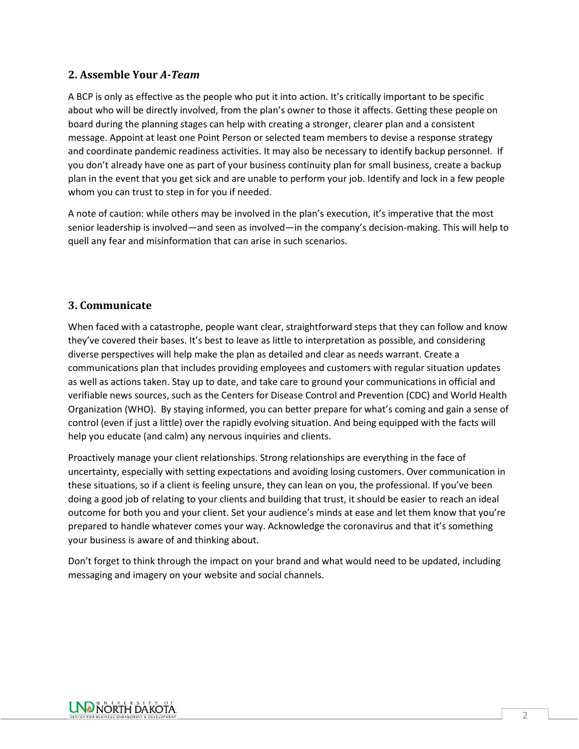## 2. Assemble Your *A-Team*

A BCP is only as effective as the people who put it into action. It's critically important to be specific about who will be directly involved, from the plan's owner to those it affects. Getting these people on board during the planning stages can help with creating a stronger, clearer plan and a consistent message. Appoint at least one Point Person or selected team members to devise a response strategy and coordinate pandemic readiness activities. It may also be necessary to identify backup personnel. If you don't already have one as part of your business continuity plan for small business, create a backup plan in the event that you get sick and are unable to perform your job. Identify and lock in a few people whom you can trust to step in for you if needed.

A note of caution: while others may be involved in the plan's execution, it's imperative that the most senior leadership is involved—and seen as involved—in the company's decision-making. This will help to quell any fear and misinformation that can arise in such scenarios.

## 3. Communicate

When faced with a catastrophe, people want clear, straightforward steps that they can follow and know they've covered their bases. It's best to leave as little to interpretation as possible, and considering diverse perspectives will help make the plan as detailed and clear as needs warrant. Create a communications plan that includes providing employees and customers with regular situation updates as well as actions taken. Stay up to date, and take care to ground your communications in official and verifiable news sources, such as the Centers for Disease Control and Prevention (CDC) and World Health Organization (WHO). By staying informed, you can better prepare for what's coming and gain a sense of control (even if just a little) over the rapidly evolving situation. And being equipped with the facts will help you educate (and calm) any nervous inquiries and clients.

Proactively manage your client relationships. Strong relationships are everything in the face of uncertainty, especially with setting expectations and avoiding losing customers. Over communication in these situations, so if a client is feeling unsure, they can lean on you, the professional. If you've been doing a good job of relating to your clients and building that trust, it should be easier to reach an ideal outcome for both you and your client. Set your audience's minds at ease and let them know that you're prepared to handle whatever comes your way. Acknowledge the coronavirus and that it's something your business is aware of and thinking about.

Don't forget to think through the impact on your brand and what would need to be updated, including messaging and imagery on your website and social channels.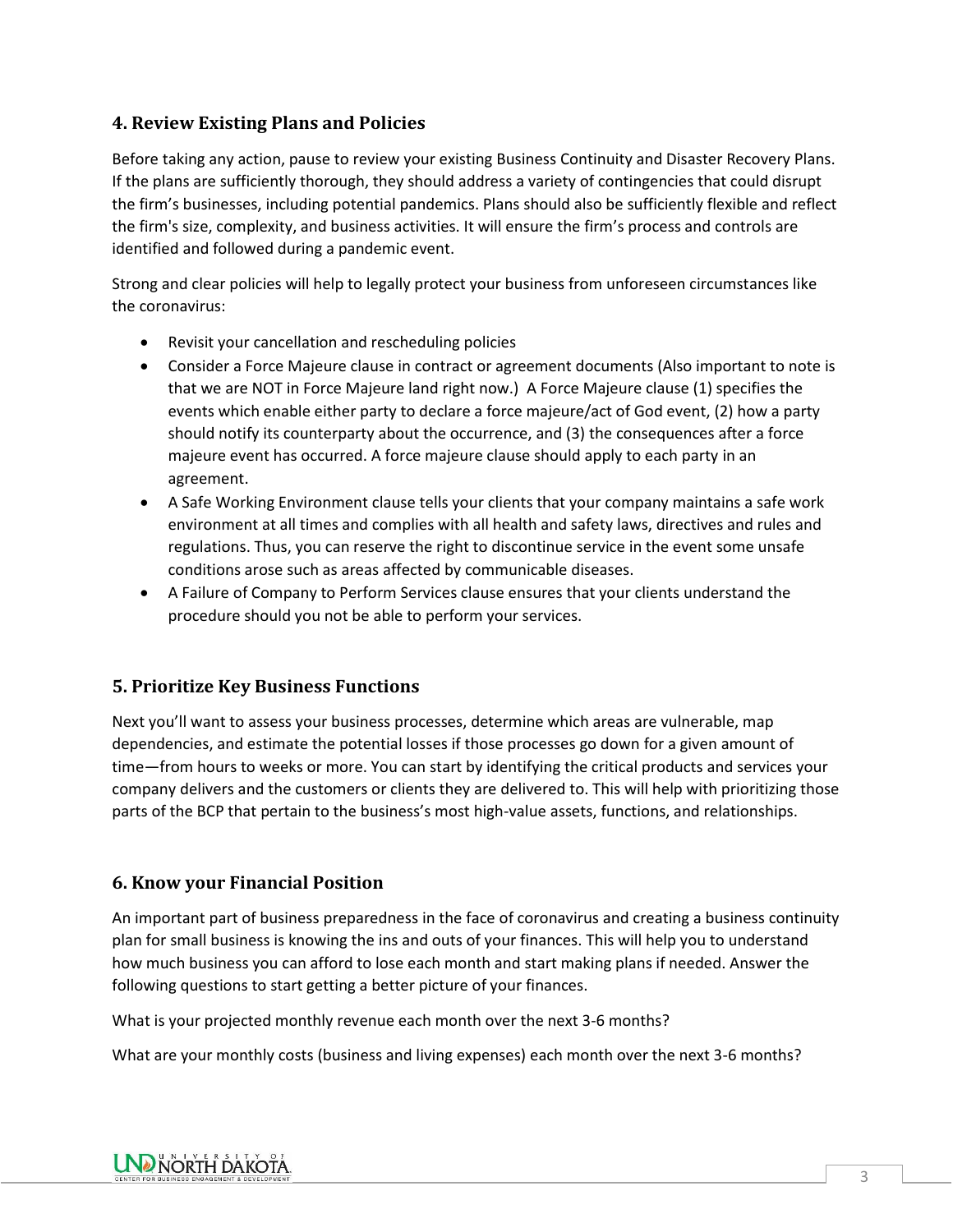## 4. Review Existing Plans and Policies

Before taking any action, pause to review your existing Business Continuity and Disaster Recovery Plans. If the plans are sufficiently thorough, they should address a variety of contingencies that could disrupt the firm's businesses, including potential pandemics. Plans should also be sufficiently flexible and reflect the firm's size, complexity, and business activities. It will ensure the firm's process and controls are identified and followed during a pandemic event.

Strong and clear policies will help to legally protect your business from unforeseen circumstances like the coronavirus:

- Revisit your cancellation and rescheduling policies
- Consider a Force Majeure clause in contract or agreement documents (Also important to note is that we are NOT in Force Majeure land right now.) A Force Majeure clause (1) specifies the events which enable either party to declare a force majeure/act of God event, (2) how a party should notify its counterparty about the occurrence, and (3) the consequences after a force majeure event has occurred. A force majeure clause should apply to each party in an agreement.
- A Safe Working Environment clause tells your clients that your company maintains a safe work environment at all times and complies with all health and safety laws, directives and rules and regulations. Thus, you can reserve the right to discontinue service in the event some unsafe conditions arose such as areas affected by communicable diseases.
- A Failure of Company to Perform Services clause ensures that your clients understand the procedure should you not be able to perform your services.

## 5. Prioritize Key Business Functions

Next you'll want to assess your business processes, determine which areas are vulnerable, map dependencies, and estimate the potential losses if those processes go down for a given amount of time—from hours to weeks or more. You can start by identifying the critical products and services your company delivers and the customers or clients they are delivered to. This will help with prioritizing those parts of the BCP that pertain to the business's most high-value assets, functions, and relationships.

## 6. Know your Financial Position

An important part of business preparedness in the face of coronavirus and creating a business continuity plan for small business is knowing the ins and outs of your finances. This will help you to understand how much business you can afford to lose each month and start making plans if needed. Answer the following questions to start getting a better picture of your finances.

What is your projected monthly revenue each month over the next 3-6 months?

What are your monthly costs (business and living expenses) each month over the next 3-6 months?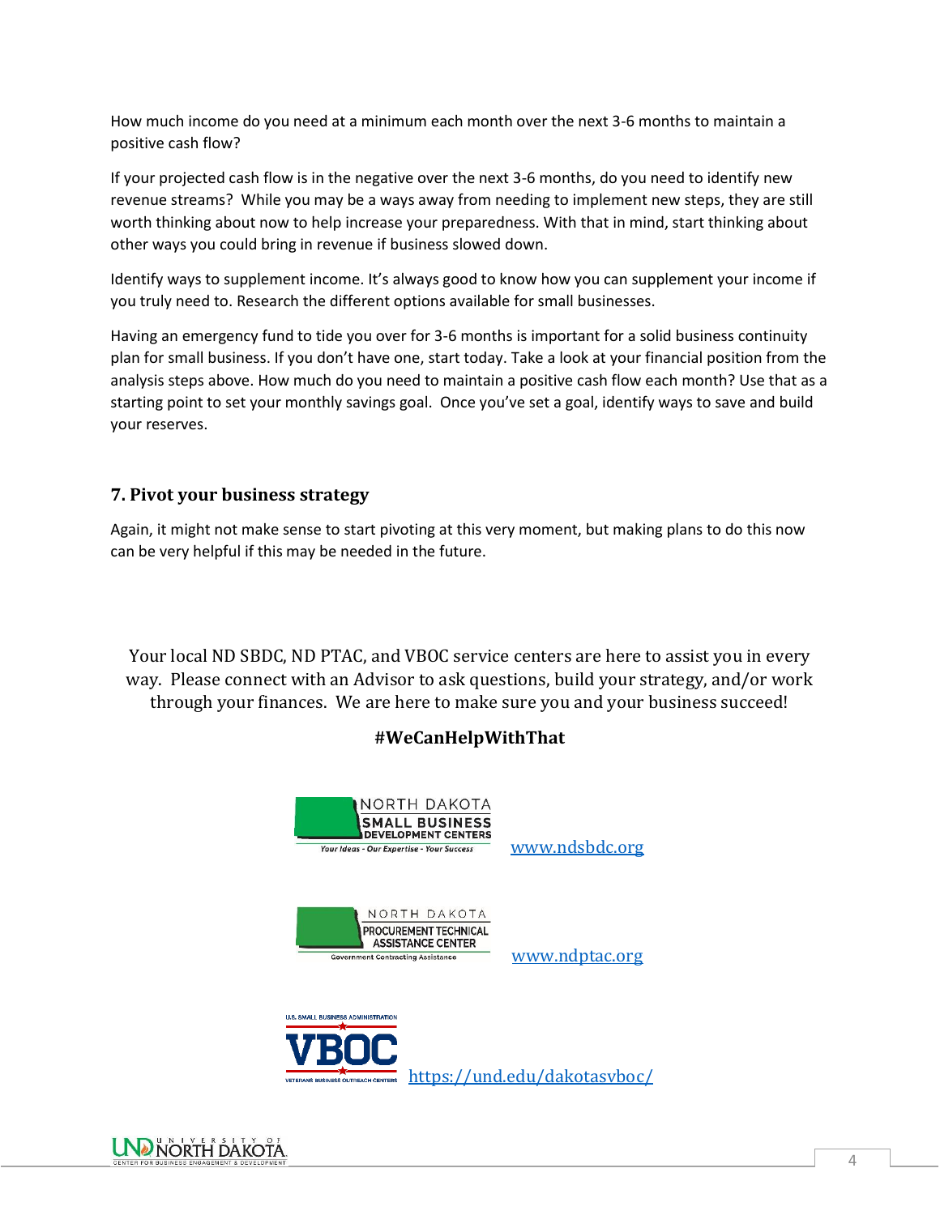How much income do you need at a minimum each month over the next 3-6 months to maintain a positive cash flow?

If your projected cash flow is in the negative over the next 3-6 months, do you need to identify new revenue streams? While you may be a ways away from needing to implement new steps, they are still worth thinking about now to help increase your preparedness. With that in mind, start thinking about other ways you could bring in revenue if business slowed down.

Identify ways to supplement income. It's always good to know how you can supplement your income if you truly need to. Research the different options available for small businesses.

Having an emergency fund to tide you over for 3-6 months is important for a solid business continuity plan for small business. If you don't have one, start today. Take a look at your financial position from the analysis steps above. How much do you need to maintain a positive cash flow each month? Use that as a starting point to set your monthly savings goal. Once you've set a goal, identify ways to save and build your reserves.

### 7. Pivot your business strategy

Again, it might not make sense to start pivoting at this very moment, but making plans to do this now can be very helpful if this may be needed in the future.

Your local ND SBDC, ND PTAC, and VBOC service centers are here to assist you in every way. Please connect with an Advisor to ask questions, build your strategy, and/or work through your finances. We are here to make sure you and your business succeed!

**#WeCanHelpWithThat**

NORTH DAKOTA SMALL BUSINESS DEVELOPMENT CENTERS
*Your Ideas - Our Expertise - Your Success*
www.ndsbdc.org

NORTH DAKOTA PROCUREMENT TECHNICAL ASSISTANCE CENTER
Government Contracting Assistance
www.ndptac.org

U.S. SMALL BUSINESS ADMINISTRATION VBOC VETERANS BUSINESS OUTREACH CENTERS
https://und.edu/dakotasvboc/

UND UNIVERSITY OF NORTH DAKOTA CENTER FOR BUSINESS ENGAGEMENT & DEVELOPMENT